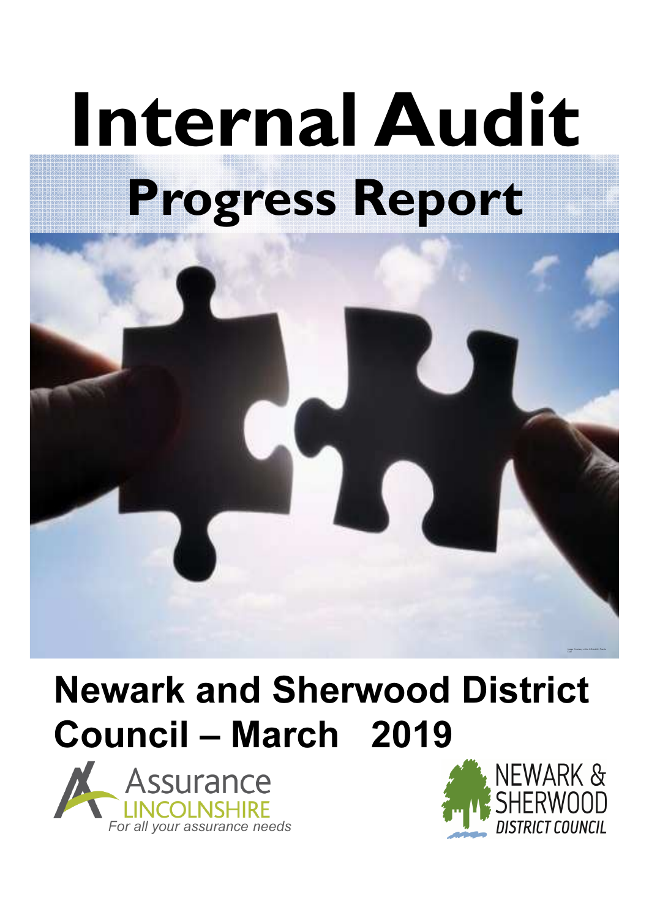# Internal Audit

## Progress Report

## Newark and Sherwood District Council – March 2019

Assurance LINCOLNSHIRE

*For all your assurance needs*

NEWARK & SHERWOOD DISTRICT COUNCIL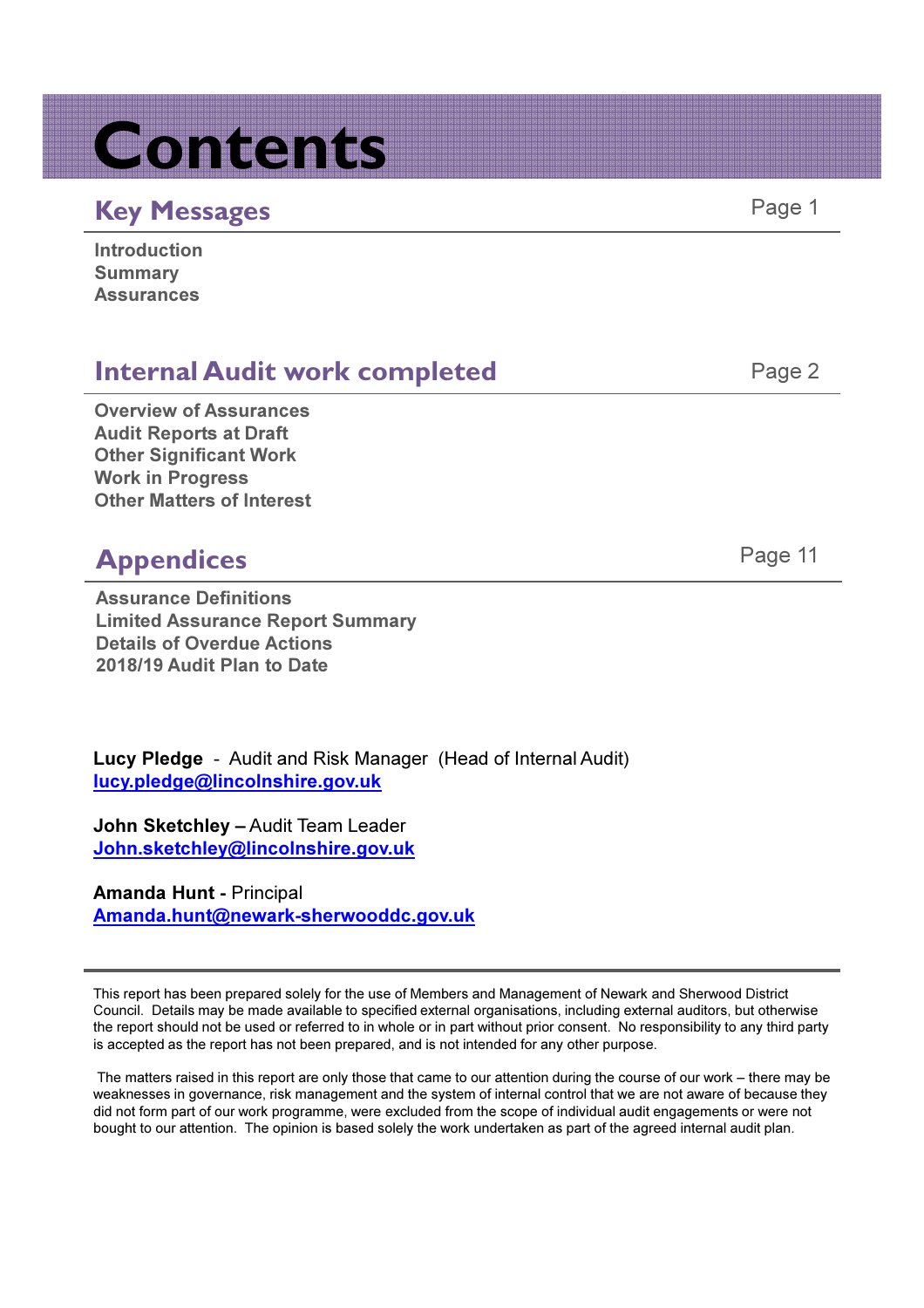# Contents

## Key Messages — Page 1

- Introduction
- Summary
- Assurances

## Internal Audit work completed — Page 2

- Overview of Assurances
- Audit Reports at Draft
- Other Significant Work
- Work in Progress
- Other Matters of Interest

## Appendices — Page 11

- Assurance Definitions
- Limited Assurance Report Summary
- Details of Overdue Actions
- 2018/19 Audit Plan to Date

**Lucy Pledge** - Audit and Risk Manager (Head of Internal Audit)
lucy.pledge@lincolnshire.gov.uk

**John Sketchley –** Audit Team Leader
John.sketchley@lincolnshire.gov.uk

**Amanda Hunt -** Principal
Amanda.hunt@newark-sherwooddc.gov.uk

---

This report has been prepared solely for the use of Members and Management of Newark and Sherwood District Council. Details may be made available to specified external organisations, including external auditors, but otherwise the report should not be used or referred to in whole or in part without prior consent. No responsibility to any third party is accepted as the report has not been prepared, and is not intended for any other purpose.

The matters raised in this report are only those that came to our attention during the course of our work – there may be weaknesses in governance, risk management and the system of internal control that we are not aware of because they did not form part of our work programme, were excluded from the scope of individual audit engagements or were not bought to our attention. The opinion is based solely the work undertaken as part of the agreed internal audit plan.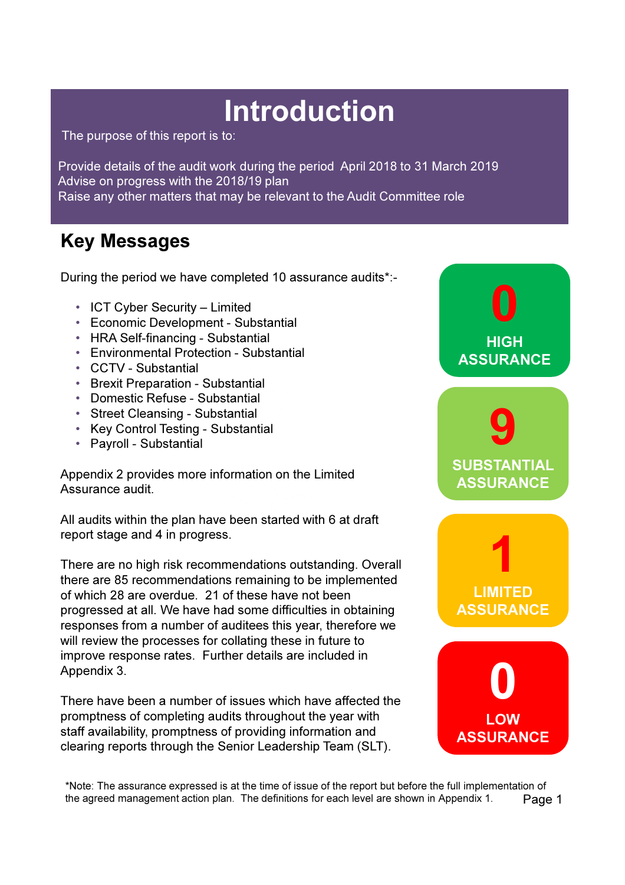# Introduction

The purpose of this report is to:

Provide details of the audit work during the period April 2018 to 31 March 2019
Advise on progress with the 2018/19 plan
Raise any other matters that may be relevant to the Audit Committee role

## Key Messages

During the period we have completed 10 assurance audits*:-

- ICT Cyber Security – Limited
- Economic Development - Substantial
- HRA Self-financing - Substantial
- Environmental Protection - Substantial
- CCTV - Substantial
- Brexit Preparation - Substantial
- Domestic Refuse - Substantial
- Street Cleansing - Substantial
- Key Control Testing - Substantial
- Payroll - Substantial

Appendix 2 provides more information on the Limited Assurance audit.

All audits within the plan have been started with 6 at draft report stage and 4 in progress.

There are no high risk recommendations outstanding. Overall there are 85 recommendations remaining to be implemented of which 28 are overdue. 21 of these have not been progressed at all. We have had some difficulties in obtaining responses from a number of auditees this year, therefore we will review the processes for collating these in future to improve response rates. Further details are included in Appendix 3.

There have been a number of issues which have affected the promptness of completing audits throughout the year with staff availability, promptness of providing information and clearing reports through the Senior Leadership Team (SLT).

**0** HIGH ASSURANCE

**9** SUBSTANTIAL ASSURANCE

**1** LIMITED ASSURANCE

**0** LOW ASSURANCE

*Note: The assurance expressed is at the time of issue of the report but before the full implementation of the agreed management action plan. The definitions for each level are shown in Appendix 1.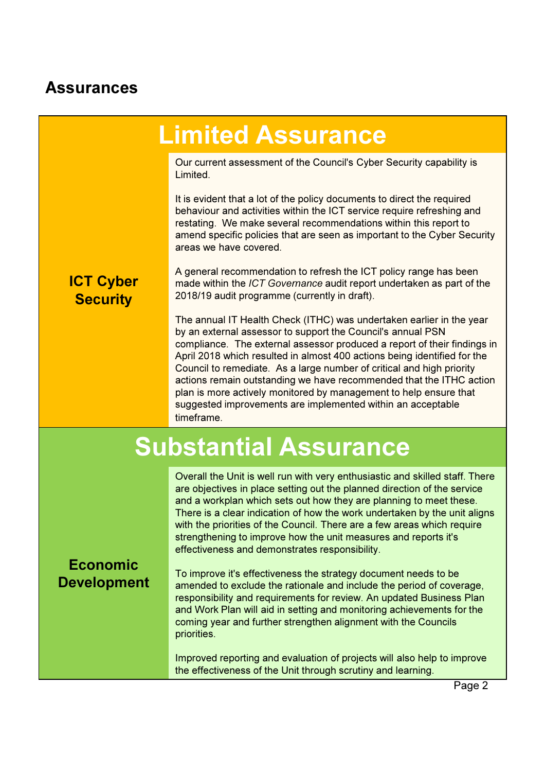## Assurances

### Limited Assurance

**ICT Cyber Security**

Our current assessment of the Council's Cyber Security capability is Limited.

It is evident that a lot of the policy documents to direct the required behaviour and activities within the ICT service require refreshing and restating. We make several recommendations within this report to amend specific policies that are seen as important to the Cyber Security areas we have covered.

A general recommendation to refresh the ICT policy range has been made within the *ICT Governance* audit report undertaken as part of the 2018/19 audit programme (currently in draft).

The annual IT Health Check (ITHC) was undertaken earlier in the year by an external assessor to support the Council's annual PSN compliance. The external assessor produced a report of their findings in April 2018 which resulted in almost 400 actions being identified for the Council to remediate. As a large number of critical and high priority actions remain outstanding we have recommended that the ITHC action plan is more actively monitored by management to help ensure that suggested improvements are implemented within an acceptable timeframe.

### Substantial Assurance

**Economic Development**

Overall the Unit is well run with very enthusiastic and skilled staff. There are objectives in place setting out the planned direction of the service and a workplan which sets out how they are planning to meet these. There is a clear indication of how the work undertaken by the unit aligns with the priorities of the Council. There are a few areas which require strengthening to improve how the unit measures and reports it's effectiveness and demonstrates responsibility.

To improve it's effectiveness the strategy document needs to be amended to exclude the rationale and include the period of coverage, responsibility and requirements for review. An updated Business Plan and Work Plan will aid in setting and monitoring achievements for the coming year and further strengthen alignment with the Councils priorities.

Improved reporting and evaluation of projects will also help to improve the effectiveness of the Unit through scrutiny and learning.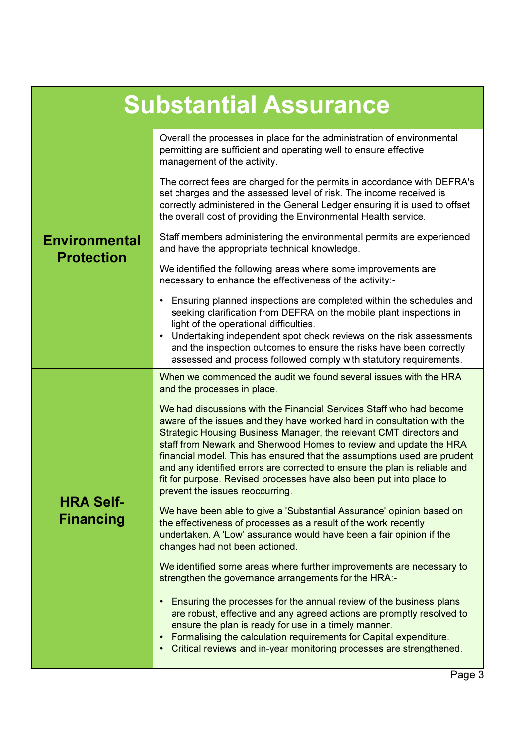# Substantial Assurance

## Environmental Protection

Overall the processes in place for the administration of environmental permitting are sufficient and operating well to ensure effective management of the activity.

The correct fees are charged for the permits in accordance with DEFRA's set charges and the assessed level of risk. The income received is correctly administered in the General Ledger ensuring it is used to offset the overall cost of providing the Environmental Health service.

Staff members administering the environmental permits are experienced and have the appropriate technical knowledge.

We identified the following areas where some improvements are necessary to enhance the effectiveness of the activity:-

- Ensuring planned inspections are completed within the schedules and seeking clarification from DEFRA on the mobile plant inspections in light of the operational difficulties.
- Undertaking independent spot check reviews on the risk assessments and the inspection outcomes to ensure the risks have been correctly assessed and process followed comply with statutory requirements.

## HRA Self-Financing

When we commenced the audit we found several issues with the HRA and the processes in place.

We had discussions with the Financial Services Staff who had become aware of the issues and they have worked hard in consultation with the Strategic Housing Business Manager, the relevant CMT directors and staff from Newark and Sherwood Homes to review and update the HRA financial model. This has ensured that the assumptions used are prudent and any identified errors are corrected to ensure the plan is reliable and fit for purpose. Revised processes have also been put into place to prevent the issues reoccurring.

We have been able to give a 'Substantial Assurance' opinion based on the effectiveness of processes as a result of the work recently undertaken. A 'Low' assurance would have been a fair opinion if the changes had not been actioned.

We identified some areas where further improvements are necessary to strengthen the governance arrangements for the HRA:-

- Ensuring the processes for the annual review of the business plans are robust, effective and any agreed actions are promptly resolved to ensure the plan is ready for use in a timely manner.
- Formalising the calculation requirements for Capital expenditure.
- Critical reviews and in-year monitoring processes are strengthened.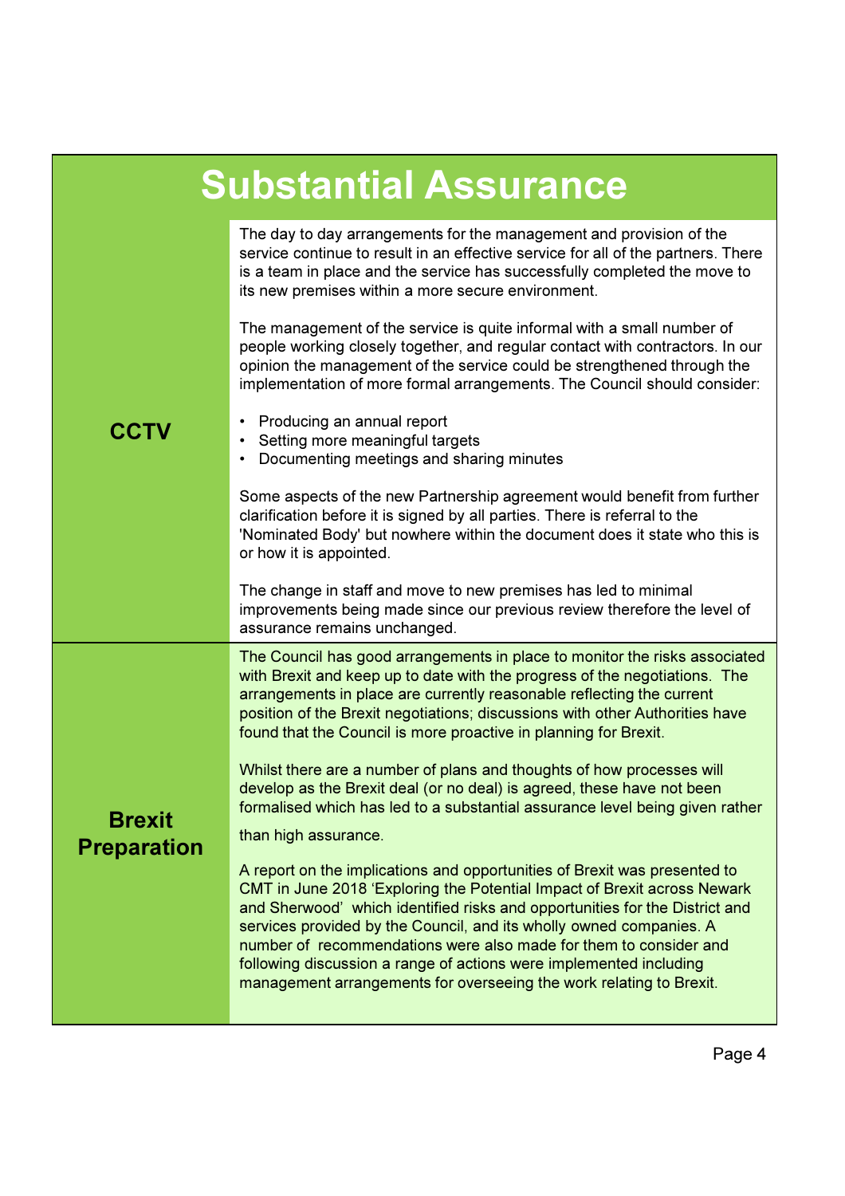# Substantial Assurance

| | |
|---|---|
| **CCTV** | The day to day arrangements for the management and provision of the service continue to result in an effective service for all of the partners. There is a team in place and the service has successfully completed the move to its new premises within a more secure environment.<br><br>The management of the service is quite informal with a small number of people working closely together, and regular contact with contractors. In our opinion the management of the service could be strengthened through the implementation of more formal arrangements. The Council should consider:<br><br>• Producing an annual report<br>• Setting more meaningful targets<br>• Documenting meetings and sharing minutes<br><br>Some aspects of the new Partnership agreement would benefit from further clarification before it is signed by all parties. There is referral to the 'Nominated Body' but nowhere within the document does it state who this is or how it is appointed.<br><br>The change in staff and move to new premises has led to minimal improvements being made since our previous review therefore the level of assurance remains unchanged. |
| **Brexit Preparation** | The Council has good arrangements in place to monitor the risks associated with Brexit and keep up to date with the progress of the negotiations. The arrangements in place are currently reasonable reflecting the current position of the Brexit negotiations; discussions with other Authorities have found that the Council is more proactive in planning for Brexit.<br><br>Whilst there are a number of plans and thoughts of how processes will develop as the Brexit deal (or no deal) is agreed, these have not been formalised which has led to a substantial assurance level being given rather than high assurance.<br><br>A report on the implications and opportunities of Brexit was presented to CMT in June 2018 'Exploring the Potential Impact of Brexit across Newark and Sherwood' which identified risks and opportunities for the District and services provided by the Council, and its wholly owned companies. A number of recommendations were also made for them to consider and following discussion a range of actions were implemented including management arrangements for overseeing the work relating to Brexit. |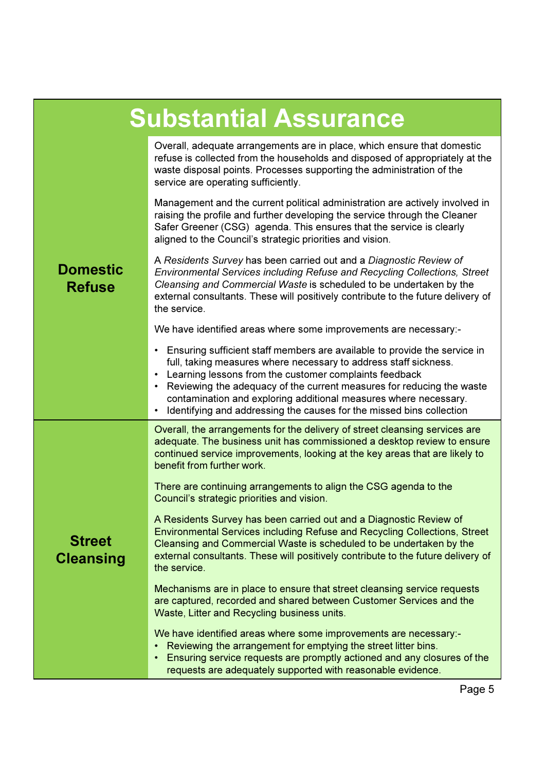# Substantial Assurance

| | |
|---|---|
| **Domestic Refuse** | Overall, adequate arrangements are in place, which ensure that domestic refuse is collected from the households and disposed of appropriately at the waste disposal points. Processes supporting the administration of the service are operating sufficiently.<br><br>Management and the current political administration are actively involved in raising the profile and further developing the service through the Cleaner Safer Greener (CSG) agenda. This ensures that the service is clearly aligned to the Council's strategic priorities and vision.<br><br>A *Residents Survey* has been carried out and a *Diagnostic Review of Environmental Services including Refuse and Recycling Collections, Street Cleansing and Commercial Waste* is scheduled to be undertaken by the external consultants. These will positively contribute to the future delivery of the service.<br><br>We have identified areas where some improvements are necessary:-<br><br>• Ensuring sufficient staff members are available to provide the service in full, taking measures where necessary to address staff sickness.<br>• Learning lessons from the customer complaints feedback<br>• Reviewing the adequacy of the current measures for reducing the waste contamination and exploring additional measures where necessary.<br>• Identifying and addressing the causes for the missed bins collection |
| **Street Cleansing** | Overall, the arrangements for the delivery of street cleansing services are adequate. The business unit has commissioned a desktop review to ensure continued service improvements, looking at the key areas that are likely to benefit from further work.<br><br>There are continuing arrangements to align the CSG agenda to the Council's strategic priorities and vision.<br><br>A Residents Survey has been carried out and a Diagnostic Review of Environmental Services including Refuse and Recycling Collections, Street Cleansing and Commercial Waste is scheduled to be undertaken by the external consultants. These will positively contribute to the future delivery of the service.<br><br>Mechanisms are in place to ensure that street cleansing service requests are captured, recorded and shared between Customer Services and the Waste, Litter and Recycling business units.<br><br>We have identified areas where some improvements are necessary:-<br>• Reviewing the arrangement for emptying the street litter bins.<br>• Ensuring service requests are promptly actioned and any closures of the requests are adequately supported with reasonable evidence. |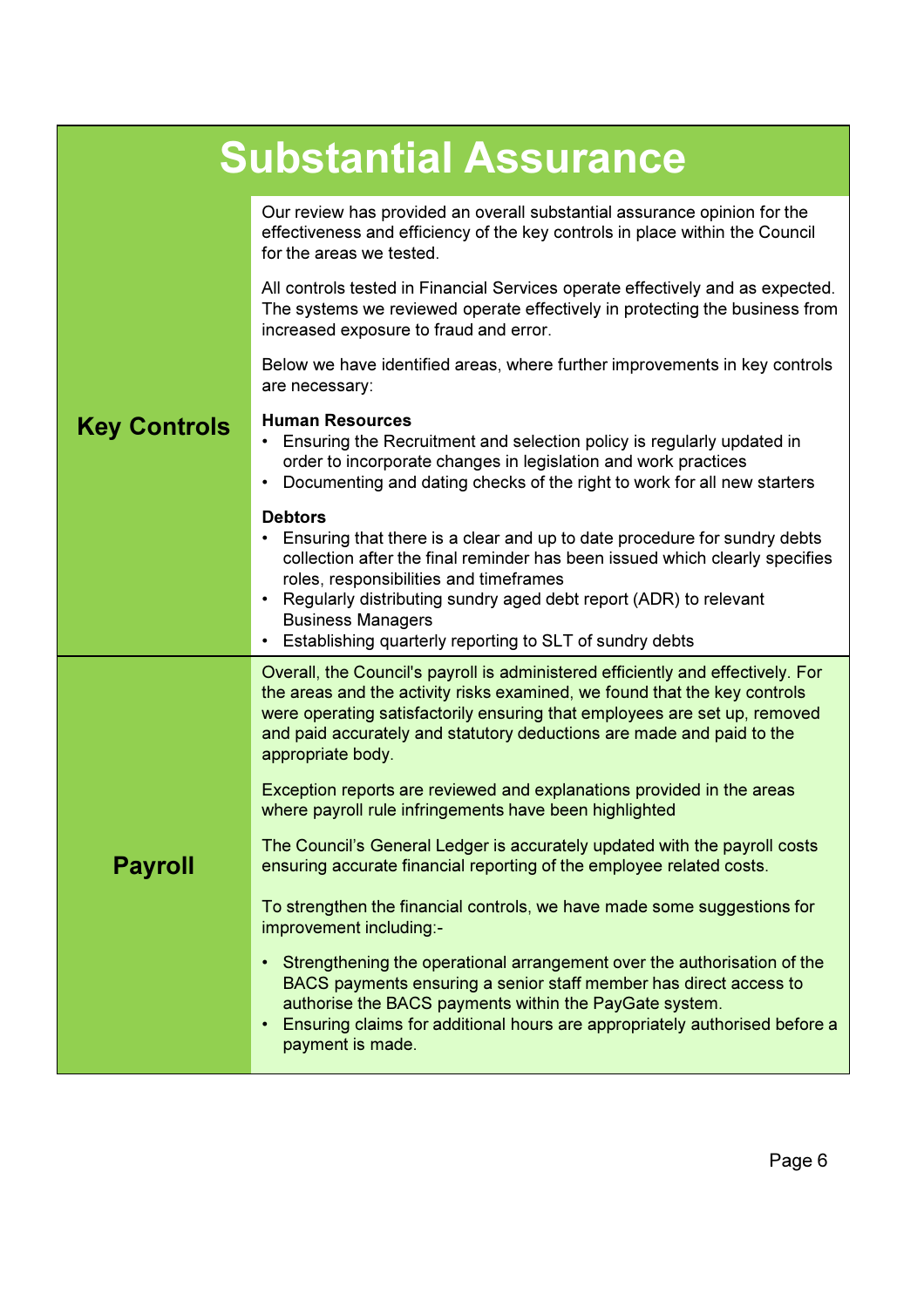# Substantial Assurance

| | |
|---|---|
| **Key Controls** | Our review has provided an overall substantial assurance opinion for the effectiveness and efficiency of the key controls in place within the Council for the areas we tested.<br><br>All controls tested in Financial Services operate effectively and as expected. The systems we reviewed operate effectively in protecting the business from increased exposure to fraud and error.<br><br>Below we have identified areas, where further improvements in key controls are necessary:<br><br>**Human Resources**<br>• Ensuring the Recruitment and selection policy is regularly updated in order to incorporate changes in legislation and work practices<br>• Documenting and dating checks of the right to work for all new starters<br><br>**Debtors**<br>• Ensuring that there is a clear and up to date procedure for sundry debts collection after the final reminder has been issued which clearly specifies roles, responsibilities and timeframes<br>• Regularly distributing sundry aged debt report (ADR) to relevant Business Managers<br>• Establishing quarterly reporting to SLT of sundry debts |
| **Payroll** | Overall, the Council's payroll is administered efficiently and effectively. For the areas and the activity risks examined, we found that the key controls were operating satisfactorily ensuring that employees are set up, removed and paid accurately and statutory deductions are made and paid to the appropriate body.<br><br>Exception reports are reviewed and explanations provided in the areas where payroll rule infringements have been highlighted<br><br>The Council's General Ledger is accurately updated with the payroll costs ensuring accurate financial reporting of the employee related costs.<br><br>To strengthen the financial controls, we have made some suggestions for improvement including:-<br><br>• Strengthening the operational arrangement over the authorisation of the BACS payments ensuring a senior staff member has direct access to authorise the BACS payments within the PayGate system.<br>• Ensuring claims for additional hours are appropriately authorised before a payment is made. |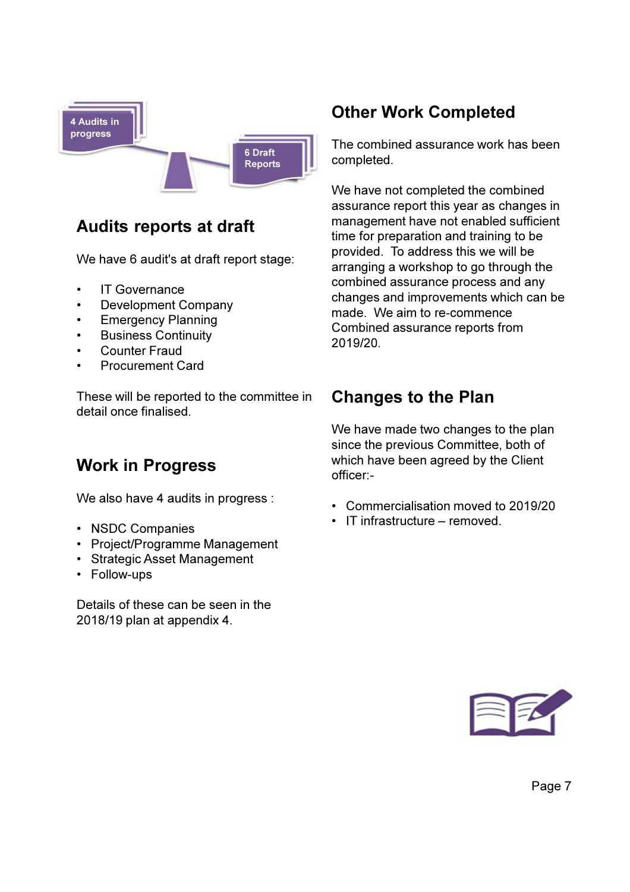4 Audits in progress

6 Draft Reports

## Audits reports at draft

We have 6 audit's at draft report stage:

- IT Governance
- Development Company
- Emergency Planning
- Business Continuity
- Counter Fraud
- Procurement Card

These will be reported to the committee in detail once finalised.

## Work in Progress

We also have 4 audits in progress :

- NSDC Companies
- Project/Programme Management
- Strategic Asset Management
- Follow-ups

Details of these can be seen in the 2018/19 plan at appendix 4.

## Other Work Completed

The combined assurance work has been completed.

We have not completed the combined assurance report this year as changes in management have not enabled sufficient time for preparation and training to be provided. To address this we will be arranging a workshop to go through the combined assurance process and any changes and improvements which can be made. We aim to re-commence Combined assurance reports from 2019/20.

## Changes to the Plan

We have made two changes to the plan since the previous Committee, both of which have been agreed by the Client officer:-

- Commercialisation moved to 2019/20
- IT infrastructure – removed.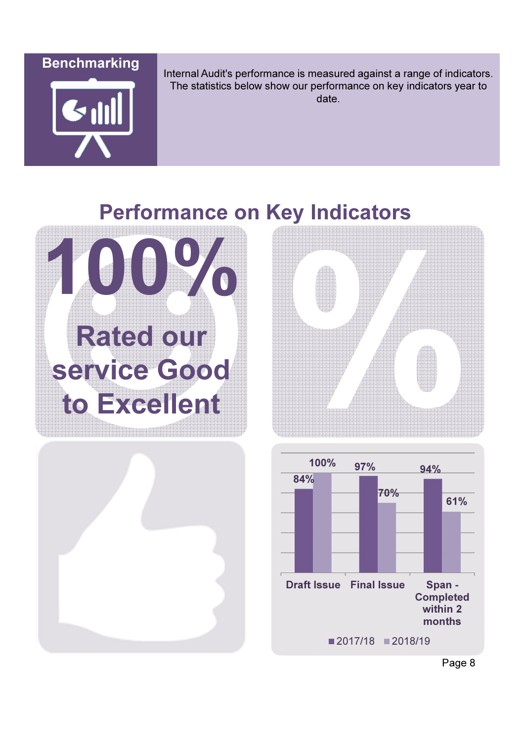## Benchmarking

Internal Audit's performance is measured against a range of indicators. The statistics below show our performance on key indicators year to date.

# Performance on Key Indicators

**100%**

**Rated our service Good to Excellent**

| | 2017/18 | 2018/19 |
|---|---|---|
| Draft Issue | 84% | 100% |
| Final Issue | 97% | 70% |
| Span - Completed within 2 months | 94% | 61% |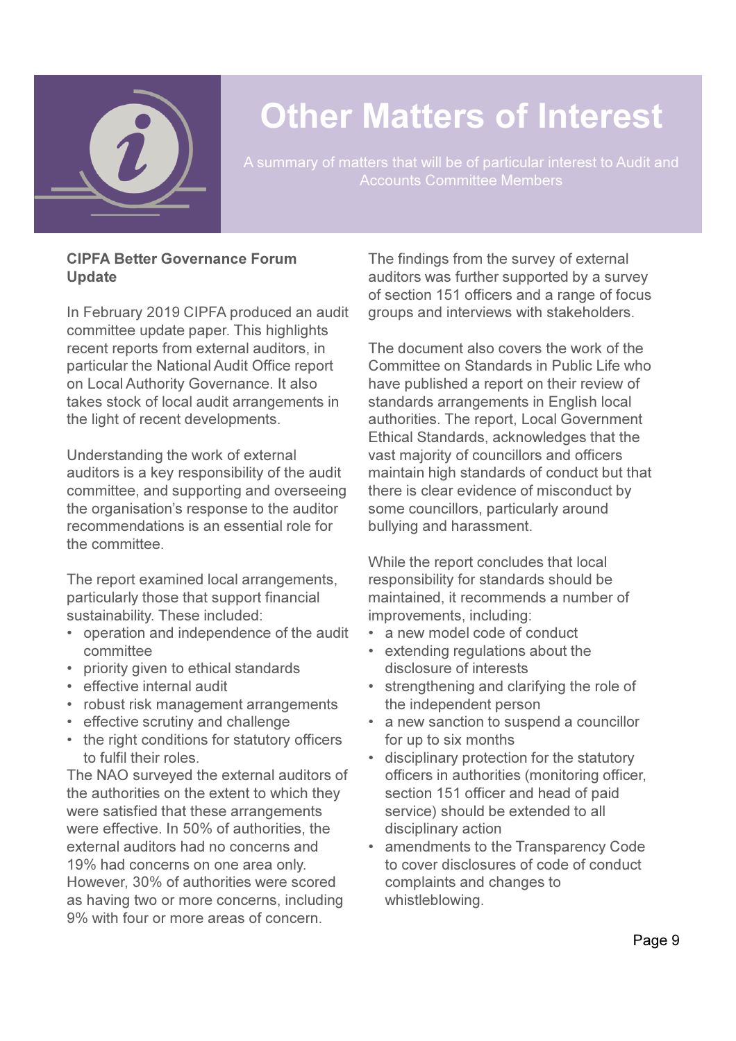# Other Matters of Interest

A summary of matters that will be of particular interest to Audit and Accounts Committee Members

**CIPFA Better Governance Forum Update**

In February 2019 CIPFA produced an audit committee update paper. This highlights recent reports from external auditors, in particular the National Audit Office report on Local Authority Governance. It also takes stock of local audit arrangements in the light of recent developments.

Understanding the work of external auditors is a key responsibility of the audit committee, and supporting and overseeing the organisation's response to the auditor recommendations is an essential role for the committee.

The report examined local arrangements, particularly those that support financial sustainability. These included:

- operation and independence of the audit committee
- priority given to ethical standards
- effective internal audit
- robust risk management arrangements
- effective scrutiny and challenge
- the right conditions for statutory officers to fulfil their roles.

The NAO surveyed the external auditors of the authorities on the extent to which they were satisfied that these arrangements were effective. In 50% of authorities, the external auditors had no concerns and 19% had concerns on one area only. However, 30% of authorities were scored as having two or more concerns, including 9% with four or more areas of concern.

The findings from the survey of external auditors was further supported by a survey of section 151 officers and a range of focus groups and interviews with stakeholders.

The document also covers the work of the Committee on Standards in Public Life who have published a report on their review of standards arrangements in English local authorities. The report, Local Government Ethical Standards, acknowledges that the vast majority of councillors and officers maintain high standards of conduct but that there is clear evidence of misconduct by some councillors, particularly around bullying and harassment.

While the report concludes that local responsibility for standards should be maintained, it recommends a number of improvements, including:

- a new model code of conduct
- extending regulations about the disclosure of interests
- strengthening and clarifying the role of the independent person
- a new sanction to suspend a councillor for up to six months
- disciplinary protection for the statutory officers in authorities (monitoring officer, section 151 officer and head of paid service) should be extended to all disciplinary action
- amendments to the Transparency Code to cover disclosures of code of conduct complaints and changes to whistleblowing.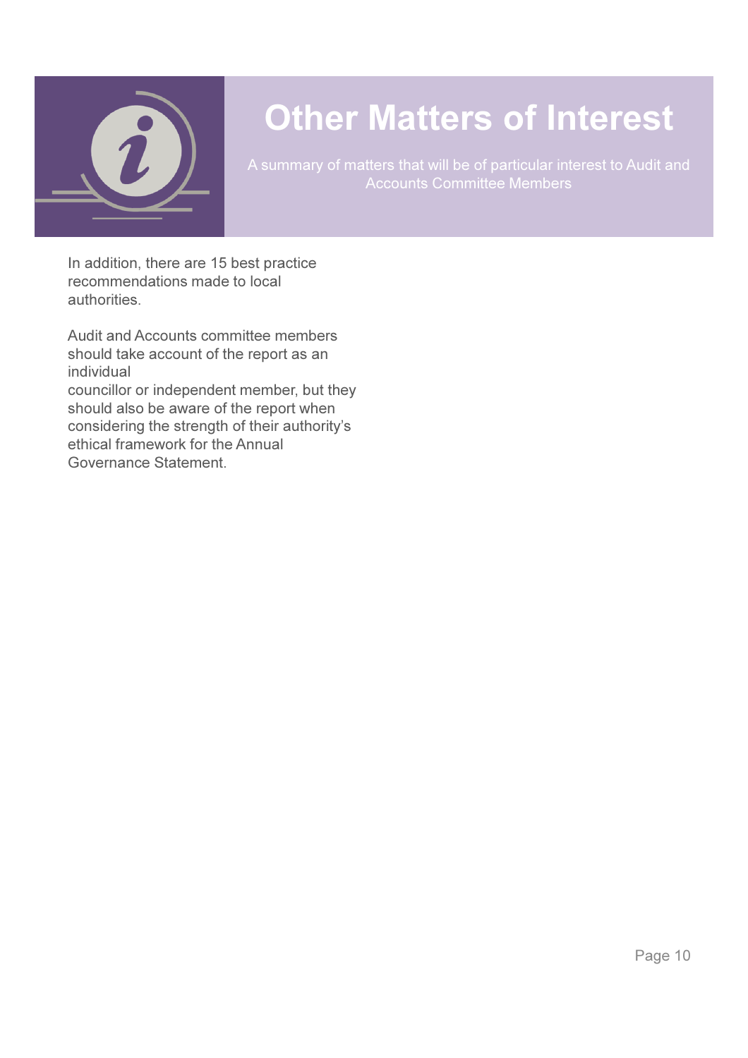# Other Matters of Interest

A summary of matters that will be of particular interest to Audit and Accounts Committee Members

In addition, there are 15 best practice recommendations made to local authorities.

Audit and Accounts committee members should take account of the report as an individual councillor or independent member, but they should also be aware of the report when considering the strength of their authority's ethical framework for the Annual Governance Statement.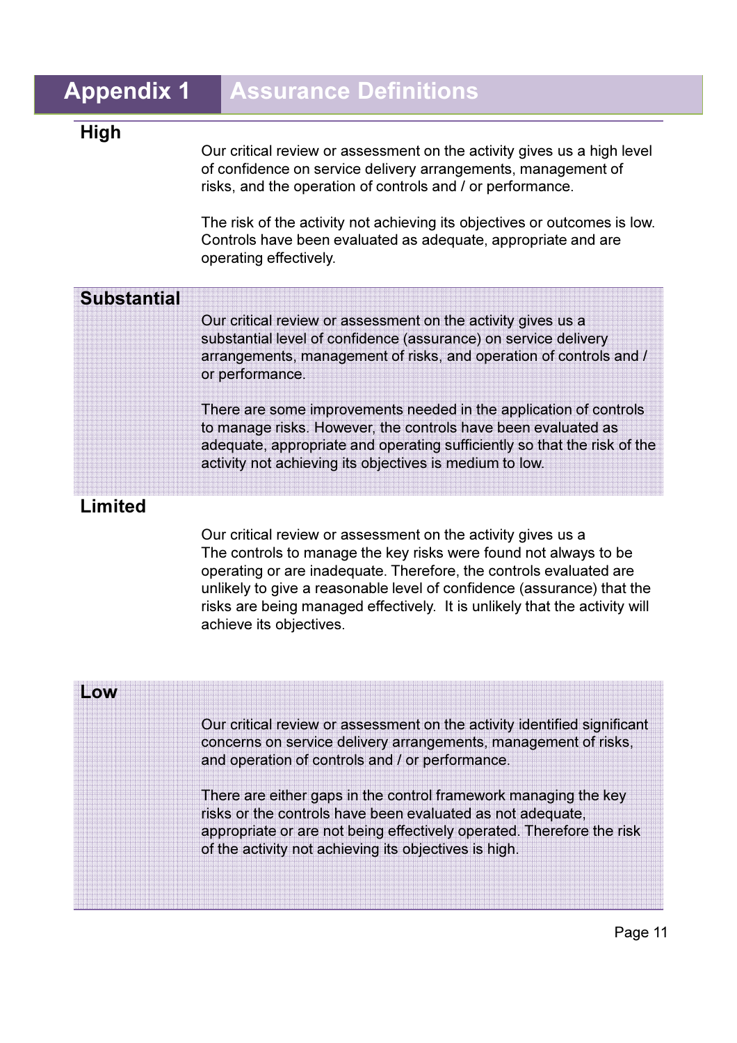# Appendix 1 Assurance Definitions

## High

Our critical review or assessment on the activity gives us a high level of confidence on service delivery arrangements, management of risks, and the operation of controls and / or performance.

The risk of the activity not achieving its objectives or outcomes is low. Controls have been evaluated as adequate, appropriate and are operating effectively.

## Substantial

Our critical review or assessment on the activity gives us a substantial level of confidence (assurance) on service delivery arrangements, management of risks, and operation of controls and / or performance.

There are some improvements needed in the application of controls to manage risks. However, the controls have been evaluated as adequate, appropriate and operating sufficiently so that the risk of the activity not achieving its objectives is medium to low.

## Limited

Our critical review or assessment on the activity gives us a The controls to manage the key risks were found not always to be operating or are inadequate. Therefore, the controls evaluated are unlikely to give a reasonable level of confidence (assurance) that the risks are being managed effectively. It is unlikely that the activity will achieve its objectives.

## Low

Our critical review or assessment on the activity identified significant concerns on service delivery arrangements, management of risks, and operation of controls and / or performance.

There are either gaps in the control framework managing the key risks or the controls have been evaluated as not adequate, appropriate or are not being effectively operated. Therefore the risk of the activity not achieving its objectives is high.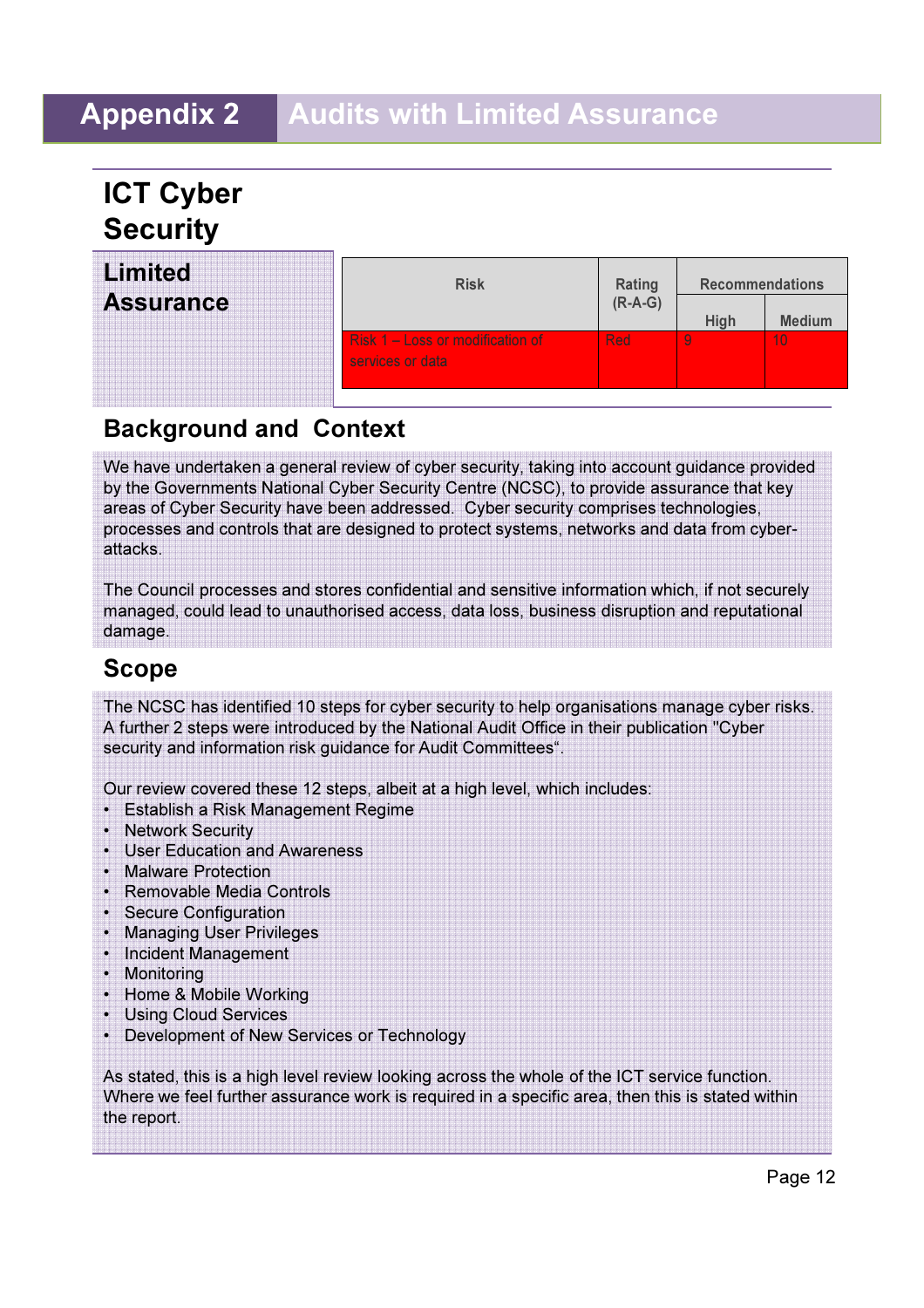# Appendix 2 Audits with Limited Assurance

## ICT Cyber Security

### Limited Assurance

| Risk | Rating (R-A-G) | Recommendations | |
|---|---|---|---|
| | | High | Medium |
| Risk 1 – Loss or modification of services or data | Red | 9 | 10 |

## Background and Context

We have undertaken a general review of cyber security, taking into account guidance provided by the Governments National Cyber Security Centre (NCSC), to provide assurance that key areas of Cyber Security have been addressed. Cyber security comprises technologies, processes and controls that are designed to protect systems, networks and data from cyber-attacks.

The Council processes and stores confidential and sensitive information which, if not securely managed, could lead to unauthorised access, data loss, business disruption and reputational damage.

## Scope

The NCSC has identified 10 steps for cyber security to help organisations manage cyber risks. A further 2 steps were introduced by the National Audit Office in their publication "Cyber security and information risk guidance for Audit Committees".

Our review covered these 12 steps, albeit at a high level, which includes:

- Establish a Risk Management Regime
- Network Security
- User Education and Awareness
- Malware Protection
- Removable Media Controls
- Secure Configuration
- Managing User Privileges
- Incident Management
- Monitoring
- Home & Mobile Working
- Using Cloud Services
- Development of New Services or Technology

As stated, this is a high level review looking across the whole of the ICT service function. Where we feel further assurance work is required in a specific area, then this is stated within the report.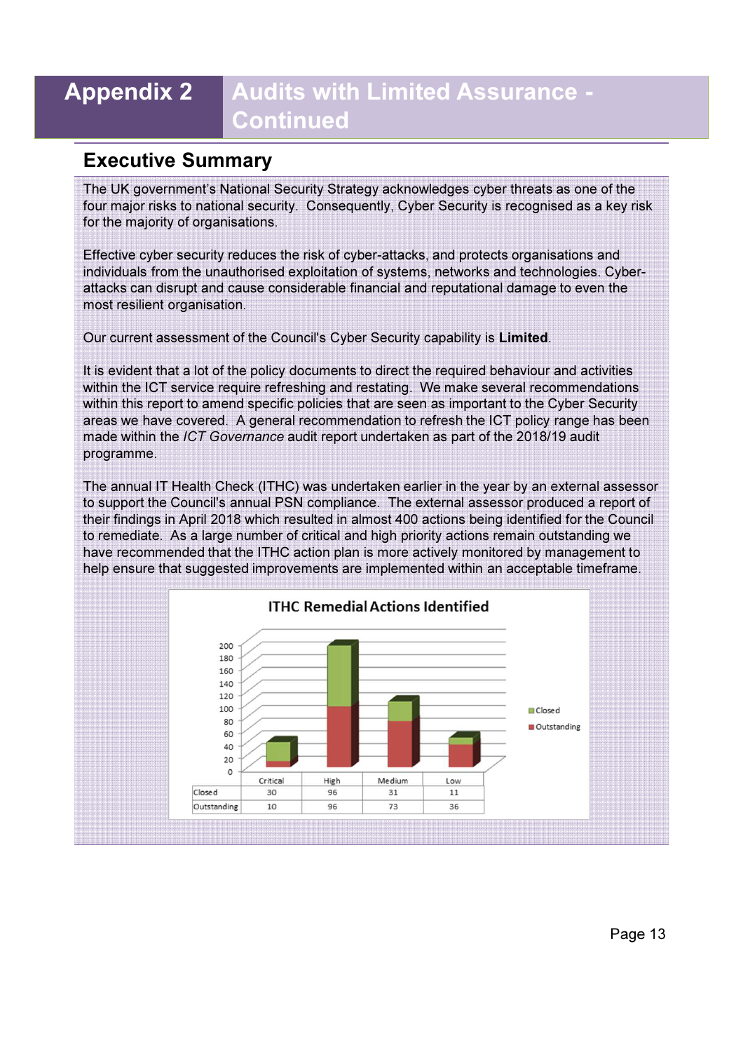# Appendix 2 Audits with Limited Assurance - Continued

## Executive Summary

The UK government's National Security Strategy acknowledges cyber threats as one of the four major risks to national security. Consequently, Cyber Security is recognised as a key risk for the majority of organisations.

Effective cyber security reduces the risk of cyber-attacks, and protects organisations and individuals from the unauthorised exploitation of systems, networks and technologies. Cyber-attacks can disrupt and cause considerable financial and reputational damage to even the most resilient organisation.

Our current assessment of the Council's Cyber Security capability is **Limited**.

It is evident that a lot of the policy documents to direct the required behaviour and activities within the ICT service require refreshing and restating. We make several recommendations within this report to amend specific policies that are seen as important to the Cyber Security areas we have covered. A general recommendation to refresh the ICT policy range has been made within the *ICT Governance* audit report undertaken as part of the 2018/19 audit programme.

The annual IT Health Check (ITHC) was undertaken earlier in the year by an external assessor to support the Council's annual PSN compliance. The external assessor produced a report of their findings in April 2018 which resulted in almost 400 actions being identified for the Council to remediate. As a large number of critical and high priority actions remain outstanding we have recommended that the ITHC action plan is more actively monitored by management to help ensure that suggested improvements are implemented within an acceptable timeframe.

**ITHC Remedial Actions Identified**

| | Critical | High | Medium | Low |
|---|---|---|---|---|
| Closed | 30 | 96 | 31 | 11 |
| Outstanding | 10 | 96 | 73 | 36 |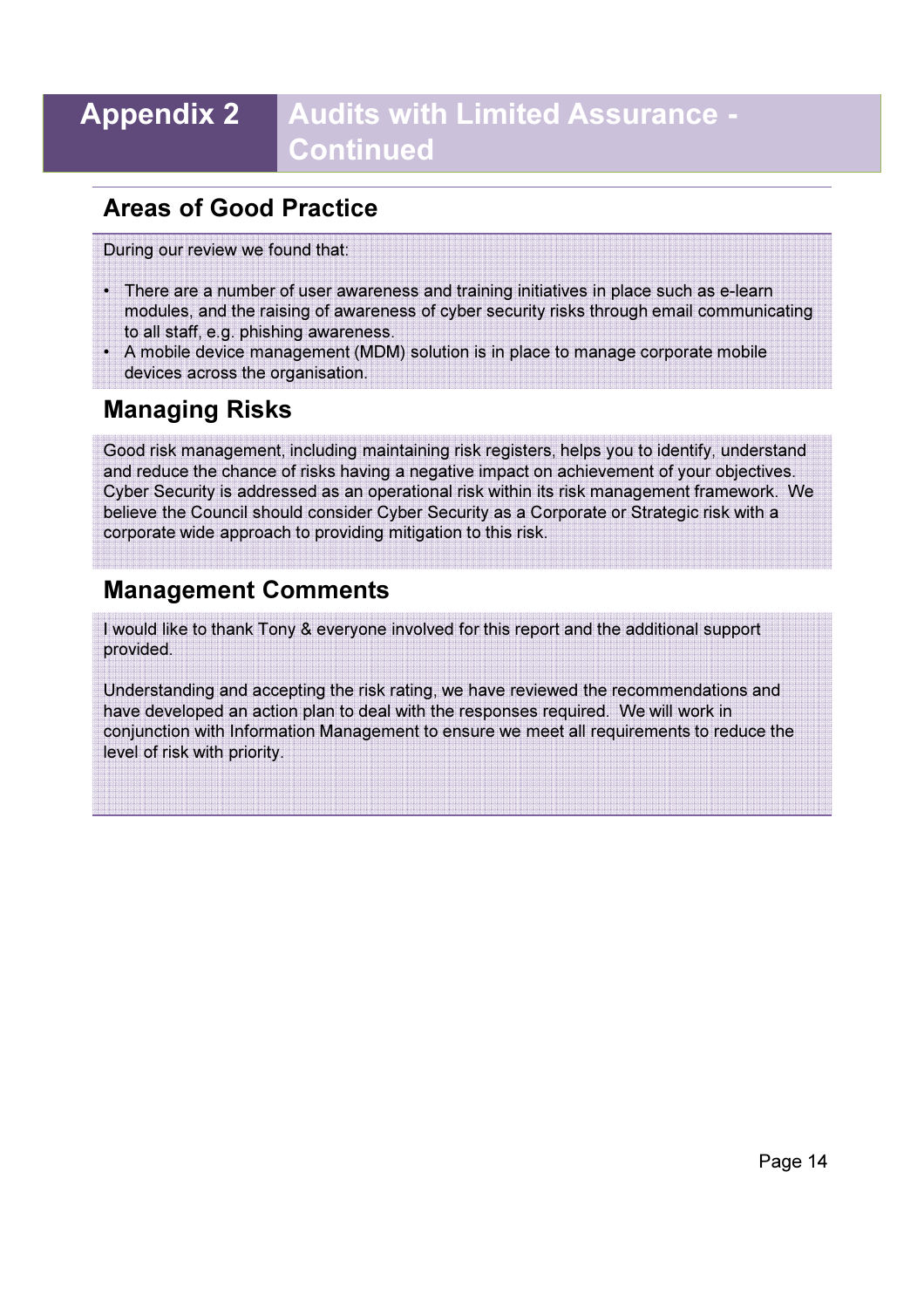# Appendix 2 Audits with Limited Assurance - Continued

## Areas of Good Practice

During our review we found that:

- There are a number of user awareness and training initiatives in place such as e-learn modules, and the raising of awareness of cyber security risks through email communicating to all staff, e.g. phishing awareness.
- A mobile device management (MDM) solution is in place to manage corporate mobile devices across the organisation.

## Managing Risks

Good risk management, including maintaining risk registers, helps you to identify, understand and reduce the chance of risks having a negative impact on achievement of your objectives. Cyber Security is addressed as an operational risk within its risk management framework. We believe the Council should consider Cyber Security as a Corporate or Strategic risk with a corporate wide approach to providing mitigation to this risk.

## Management Comments

I would like to thank Tony & everyone involved for this report and the additional support provided.

Understanding and accepting the risk rating, we have reviewed the recommendations and have developed an action plan to deal with the responses required. We will work in conjunction with Information Management to ensure we meet all requirements to reduce the level of risk with priority.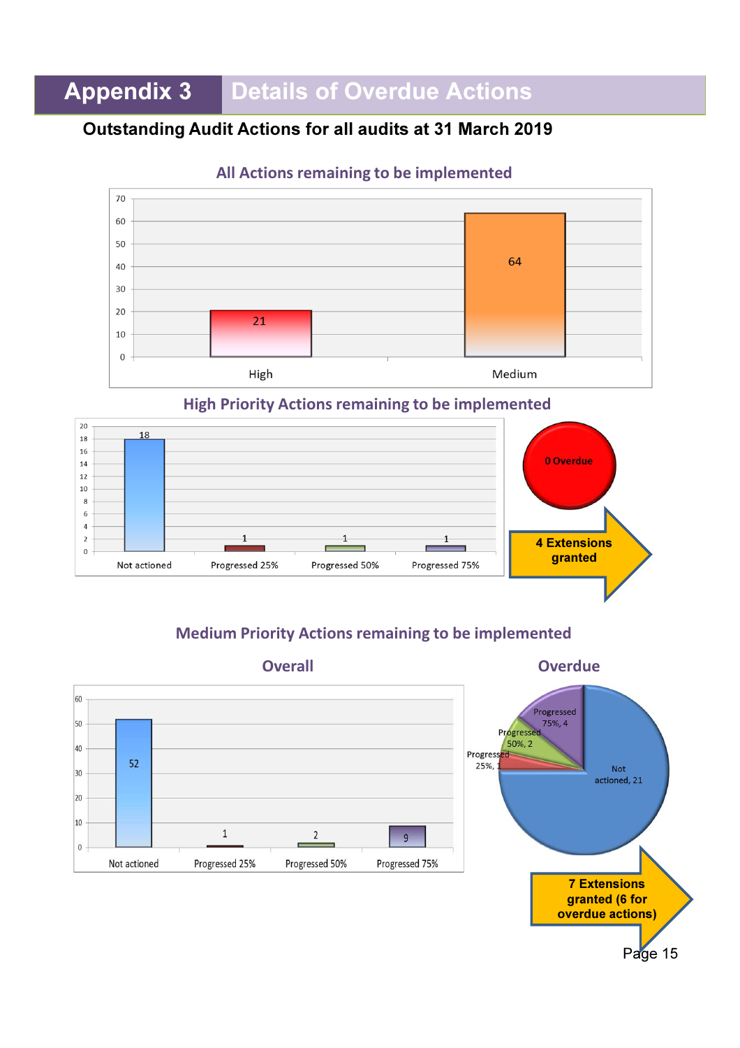# Appendix 3 Details of Overdue Actions

## Outstanding Audit Actions for all audits at 31 March 2019

### All Actions remaining to be implemented

| Priority | Actions |
|---|---|
| High | 21 |
| Medium | 64 |

### High Priority Actions remaining to be implemented

| Status | Actions |
|---|---|
| Not actioned | 18 |
| Progressed 25% | 1 |
| Progressed 50% | 1 |
| Progressed 75% | 1 |

0 Overdue

4 Extensions granted

### Medium Priority Actions remaining to be implemented

**Overall**

| Status | Actions |
|---|---|
| Not actioned | 52 |
| Progressed 25% | 1 |
| Progressed 50% | 2 |
| Progressed 75% | 9 |

**Overdue**

| Status | Actions |
|---|---|
| Not actioned | 21 |
| Progressed 25% | 1 |
| Progressed 50% | 2 |
| Progressed 75% | 4 |

7 Extensions granted (6 for overdue actions)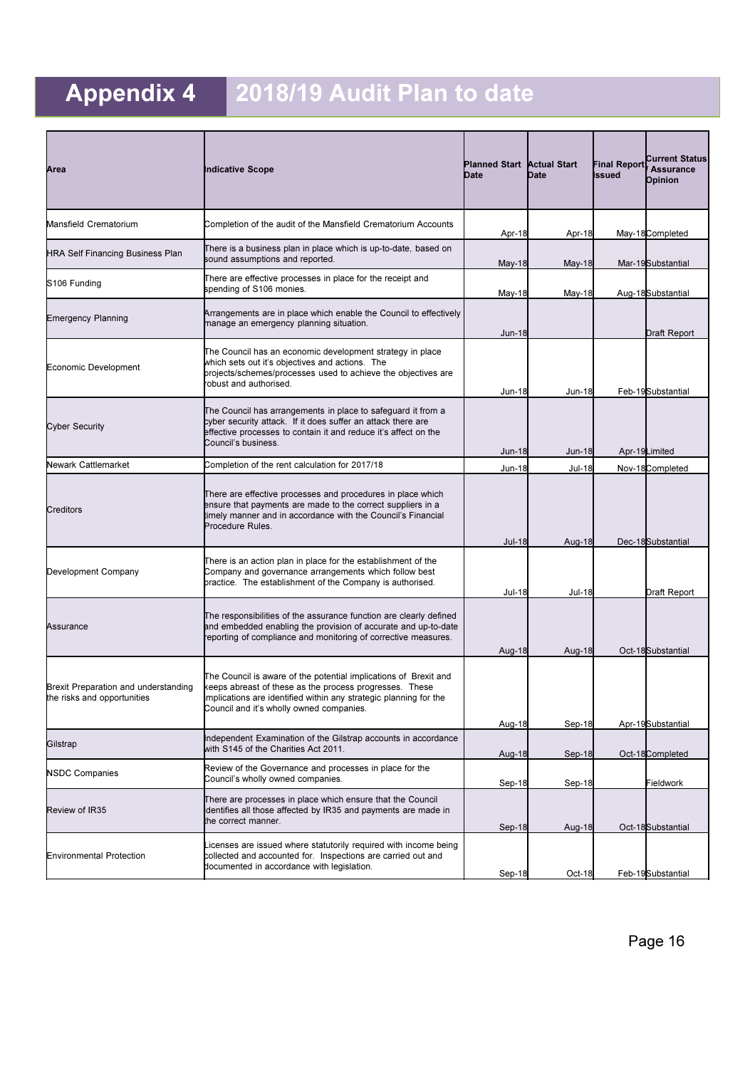# Appendix 4 2018/19 Audit Plan to date

| Area | Indicative Scope | Planned Start Date | Actual Start Date | Final Report Issued | Current Status / Assurance Opinion |
|---|---|---|---|---|---|
| Mansfield Crematorium | Completion of the audit of the Mansfield Crematorium Accounts | Apr-18 | Apr-18 | May-18 | Completed |
| HRA Self Financing Business Plan | There is a business plan in place which is up-to-date, based on sound assumptions and reported. | May-18 | May-18 | Mar-19 | Substantial |
| S106 Funding | There are effective processes in place for the receipt and spending of S106 monies. | May-18 | May-18 | Aug-18 | Substantial |
| Emergency Planning | Arrangements are in place which enable the Council to effectively manage an emergency planning situation. | Jun-18 | | | Draft Report |
| Economic Development | The Council has an economic development strategy in place which sets out it's objectives and actions. The projects/schemes/processes used to achieve the objectives are robust and authorised. | Jun-18 | Jun-18 | Feb-19 | Substantial |
| Cyber Security | The Council has arrangements in place to safeguard it from a cyber security attack. If it does suffer an attack there are effective processes to contain it and reduce it's affect on the Council's business. | Jun-18 | Jun-18 | Apr-19 | Limited |
| Newark Cattlemarket | Completion of the rent calculation for 2017/18 | Jun-18 | Jul-18 | Nov-18 | Completed |
| Creditors | There are effective processes and procedures in place which ensure that payments are made to the correct suppliers in a timely manner and in accordance with the Council's Financial Procedure Rules. | Jul-18 | Aug-18 | Dec-18 | Substantial |
| Development Company | There is an action plan in place for the establishment of the Company and governance arrangements which follow best practice. The establishment of the Company is authorised. | Jul-18 | Jul-18 | | Draft Report |
| Assurance | The responsibilities of the assurance function are clearly defined and embedded enabling the provision of accurate and up-to-date reporting of compliance and monitoring of corrective measures. | Aug-18 | Aug-18 | Oct-18 | Substantial |
| Brexit Preparation and understanding the risks and opportunities | The Council is aware of the potential implications of Brexit and keeps abreast of these as the process progresses. These implications are identified within any strategic planning for the Council and it's wholly owned companies. | Aug-18 | Sep-18 | Apr-19 | Substantial |
| Gilstrap | Independent Examination of the Gilstrap accounts in accordance with S145 of the Charities Act 2011. | Aug-18 | Sep-18 | Oct-18 | Completed |
| NSDC Companies | Review of the Governance and processes in place for the Council's wholly owned companies. | Sep-18 | Sep-18 | | Fieldwork |
| Review of IR35 | There are processes in place which ensure that the Council identifies all those affected by IR35 and payments are made in the correct manner. | Sep-18 | Aug-18 | Oct-18 | Substantial |
| Environmental Protection | Licenses are issued where statutorily required with income being collected and accounted for. Inspections are carried out and documented in accordance with legislation. | Sep-18 | Oct-18 | Feb-19 | Substantial |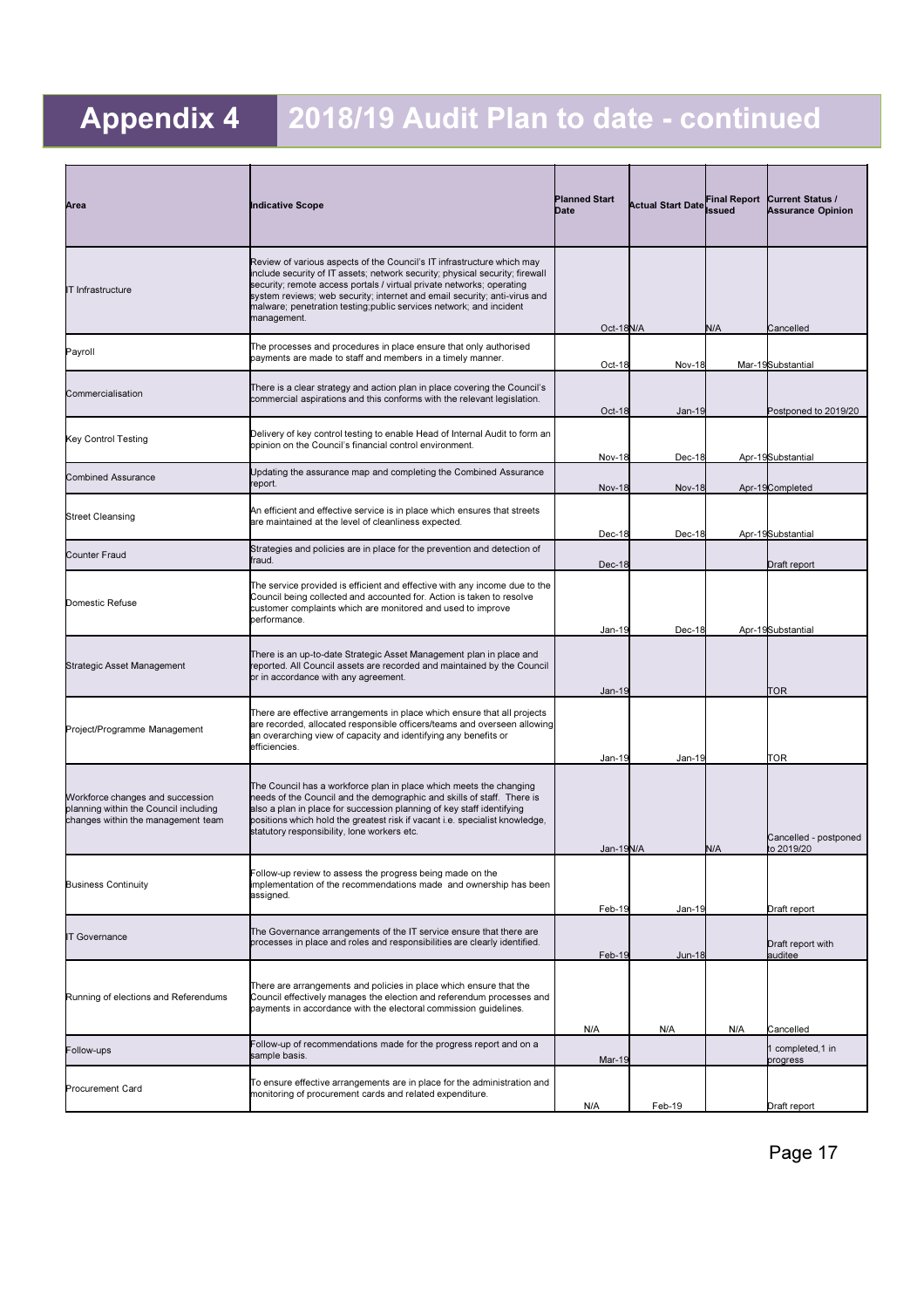# Appendix 4 2018/19 Audit Plan to date - continued

| Area | Indicative Scope | Planned Start Date | Actual Start Date | Final Report Issued | Current Status / Assurance Opinion |
|---|---|---|---|---|---|
| IT Infrastructure | Review of various aspects of the Council's IT infrastructure which may include security of IT assets; network security; physical security; firewall security; remote access portals / virtual private networks; operating system reviews; web security; internet and email security; anti-virus and malware; penetration testing;public services network; and incident management. | Oct-18 | N/A | N/A | Cancelled |
| Payroll | The processes and procedures in place ensure that only authorised payments are made to staff and members in a timely manner. | Oct-18 | Nov-18 | Mar-19 | Substantial |
| Commercialisation | There is a clear strategy and action plan in place covering the Council's commercial aspirations and this conforms with the relevant legislation. | Oct-18 | Jan-19 | | Postponed to 2019/20 |
| Key Control Testing | Delivery of key control testing to enable Head of Internal Audit to form an opinion on the Council's financial control environment. | Nov-18 | Dec-18 | Apr-19 | Substantial |
| Combined Assurance | Updating the assurance map and completing the Combined Assurance report. | Nov-18 | Nov-18 | Apr-19 | Completed |
| Street Cleansing | An efficient and effective service is in place which ensures that streets are maintained at the level of cleanliness expected. | Dec-18 | Dec-18 | Apr-19 | Substantial |
| Counter Fraud | Strategies and policies are in place for the prevention and detection of fraud. | Dec-18 | | | Draft report |
| Domestic Refuse | The service provided is efficient and effective with any income due to the Council being collected and accounted for. Action is taken to resolve customer complaints which are monitored and used to improve performance. | Jan-19 | Dec-18 | Apr-19 | Substantial |
| Strategic Asset Management | There is an up-to-date Strategic Asset Management plan in place and reported. All Council assets are recorded and maintained by the Council or in accordance with any agreement. | Jan-19 | | | TOR |
| Project/Programme Management | There are effective arrangements in place which ensure that all projects are recorded, allocated responsible officers/teams and overseen allowing an overarching view of capacity and identifying any benefits or efficiencies. | Jan-19 | Jan-19 | | TOR |
| Workforce changes and succession planning within the Council including changes within the management team | The Council has a workforce plan in place which meets the changing needs of the Council and the demographic and skills of staff. There is also a plan in place for succession planning of key staff identifying positions which hold the greatest risk if vacant i.e. specialist knowledge, statutory responsibility, lone workers etc. | Jan-19 | N/A | N/A | Cancelled - postponed to 2019/20 |
| Business Continuity | Follow-up review to assess the progress being made on the implementation of the recommendations made and ownership has been assigned. | Feb-19 | Jan-19 | | Draft report |
| IT Governance | The Governance arrangements of the IT service ensure that there are processes in place and roles and responsibilities are clearly identified. | Feb-19 | Jun-18 | | Draft report with auditee |
| Running of elections and Referendums | There are arrangements and policies in place which ensure that the Council effectively manages the election and referendum processes and payments in accordance with the electoral commission guidelines. | N/A | N/A | N/A | Cancelled |
| Follow-ups | Follow-up of recommendations made for the progress report and on a sample basis. | Mar-19 | | | 1 completed,1 in progress |
| Procurement Card | To ensure effective arrangements are in place for the administration and monitoring of procurement cards and related expenditure. | N/A | Feb-19 | | Draft report |